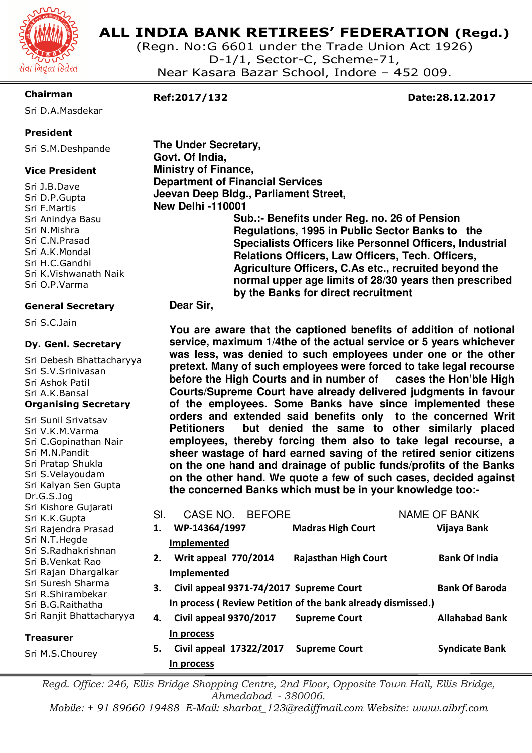# ALL INDIA BANK RETIREES' FEDERATION (Regd.)

(Regn. No:G 6601 under the Trade Union Act 1926)
D-1/1, Sector-C, Scheme-71,
Near Kasara Bazar School, Indore – 452 009.

सेवा निवृत्त हितरत

**Chairman**
Sri D.A.Masdekar

**President**
Sri S.M.Deshpande

**Vice President**
Sri J.B.Dave
Sri D.P.Gupta
Sri F.Martis
Sri Anindya Basu
Sri N.Mishra
Sri C.N.Prasad
Sri A.K.Mondal
Sri H.C.Gandhi
Sri K.Vishwanath Naik
Sri O.P.Varma

**General Secretary**
Sri S.C.Jain

**Dy. Genl. Secretary**
Sri Debesh Bhattacharyya
Sri S.V.Srinivasan
Sri Ashok Patil
Sri A.K.Bansal

**Organising Secretary**
Sri Sunil Srivatsav
Sri V.K.M.Varma
Sri C.Gopinathan Nair
Sri M.N.Pandit
Sri Pratap Shukla
Sri S.Velayoudam
Sri Kalyan Sen Gupta
Dr.G.S.Jog
Sri Kishore Gujarati
Sri K.K.Gupta
Sri Rajendra Prasad
Sri N.T.Hegde
Sri S.Radhakrishnan
Sri B.Venkat Rao
Sri Rajan Dhargalkar
Sri Suresh Sharma
Sri R.Shirambekar
Sri B.G.Raithatha
Sri Ranjit Bhattacharyya

**Treasurer**
Sri M.S.Chourey

---

**Ref:2017/132** **Date:28.12.2017**

**The Under Secretary,**
**Govt. Of India,**
**Ministry of Finance,**
**Department of Financial Services**
**Jeevan Deep Bldg., Parliament Street,**
**New Delhi -110001**

**Sub.:- Benefits under Reg. no. 26 of Pension Regulations, 1995 in Public Sector Banks to the Specialists Officers like Personnel Officers, Industrial Relations Officers, Law Officers, Tech. Officers, Agriculture Officers, C.As etc., recruited beyond the normal upper age limits of 28/30 years then prescribed by the Banks for direct recruitment**

**Dear Sir,**

**You are aware that the captioned benefits of addition of notional service, maximum 1/4the of the actual service or 5 years whichever was less, was denied to such employees under one or the other pretext. Many of such employees were forced to take legal recourse before the High Courts and in number of cases the Hon'ble High Courts/Supreme Court have already delivered judgments in favour of the employees. Some Banks have since implemented these orders and extended said benefits only to the concerned Writ Petitioners but denied the same to other similarly placed employees, thereby forcing them also to take legal recourse, a sheer wastage of hard earned saving of the retired senior citizens on the one hand and drainage of public funds/profits of the Banks on the other hand. We quote a few of such cases, decided against the concerned Banks which must be in your knowledge too:-**

| Sl. | CASE NO. | BEFORE | NAME OF BANK |
|---|---|---|---|
| **1.** | **WP-14364/1997** | **Madras High Court** | **Vijaya Bank** |
| | **<u>Implemented</u>** | | |
| **2.** | **Writ appeal 770/2014** | **Rajasthan High Court** | **Bank Of India** |
| | **<u>Implemented</u>** | | |
| **3.** | **Civil appeal 9371-74/2017** | **Supreme Court** | **Bank Of Baroda** |
| | **<u>In process ( Review Petition of the bank already dismissed.)</u>** | | |
| **4.** | **Civil appeal 9370/2017** | **Supreme Court** | **Allahabad Bank** |
| | **<u>In process</u>** | | |
| **5.** | **Civil appeal 17322/2017** | **Supreme Court** | **Syndicate Bank** |
| | **<u>In process</u>** | | |

*Regd. Office: 246, Ellis Bridge Shopping Centre, 2nd Floor, Opposite Town Hall, Ellis Bridge, Ahmedabad - 380006.*
*Mobile: + 91 89660 19488 E-Mail: sharbat_123@rediffmail.com Website: www.aibrf.com*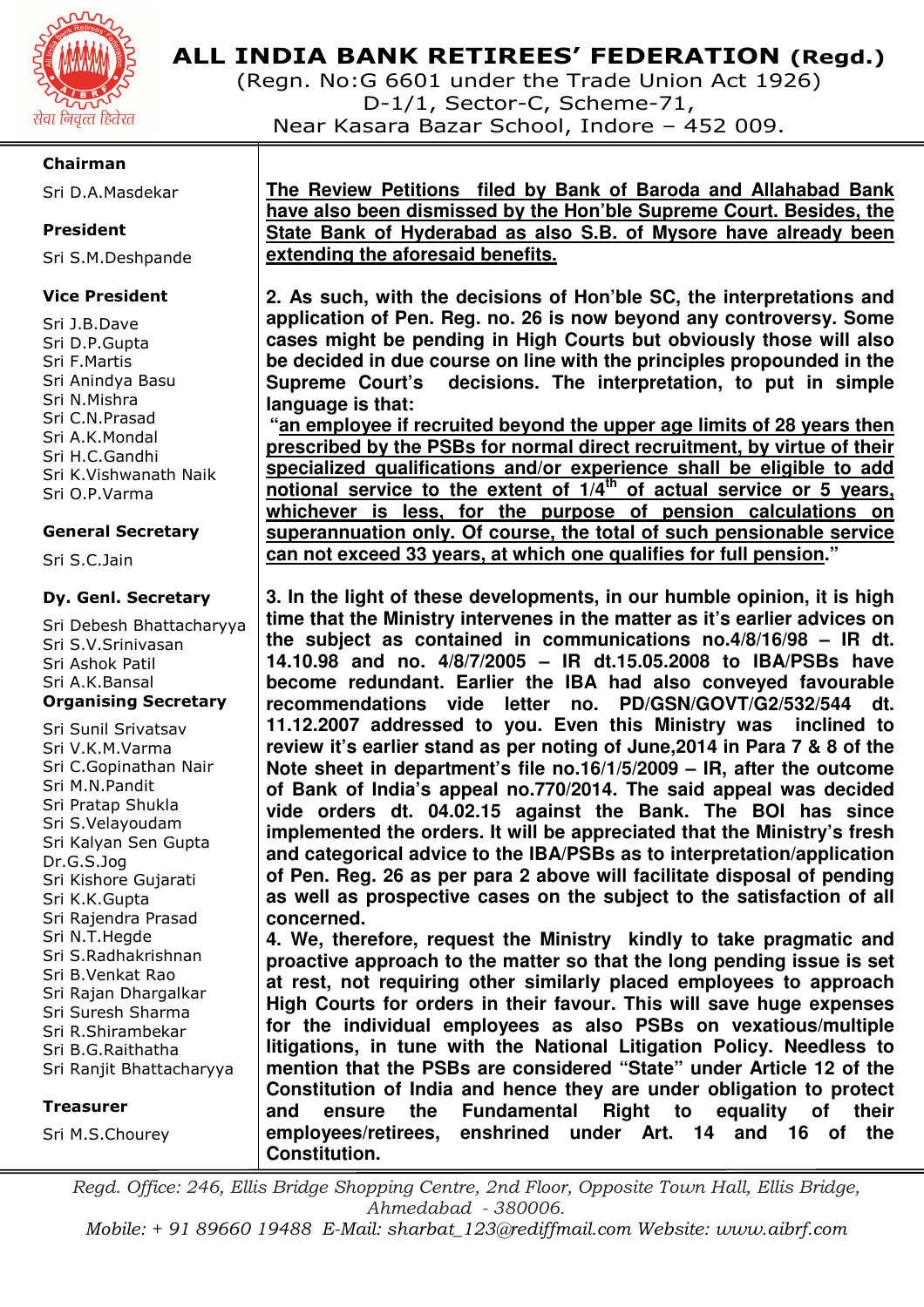# ALL INDIA BANK RETIREES' FEDERATION (Regd.)

(Regn. No:G 6601 under the Trade Union Act 1926)
D-1/1, Sector-C, Scheme-71,
Near Kasara Bazar School, Indore – 452 009.

सेवा निवृत्त हितेरत

**Chairman**
Sri D.A.Masdekar

**President**
Sri S.M.Deshpande

**Vice President**
Sri J.B.Dave
Sri D.P.Gupta
Sri F.Martis
Sri Anindya Basu
Sri N.Mishra
Sri C.N.Prasad
Sri A.K.Mondal
Sri H.C.Gandhi
Sri K.Vishwanath Naik
Sri O.P.Varma

**General Secretary**
Sri S.C.Jain

**Dy. Genl. Secretary**
Sri Debesh Bhattacharyya
Sri S.V.Srinivasan
Sri Ashok Patil
Sri A.K.Bansal

**Organising Secretary**
Sri Sunil Srivatsav
Sri V.K.M.Varma
Sri C.Gopinathan Nair
Sri M.N.Pandit
Sri Pratap Shukla
Sri S.Velayoudam
Sri Kalyan Sen Gupta
Dr.G.S.Jog
Sri Kishore Gujarati
Sri K.K.Gupta
Sri Rajendra Prasad
Sri N.T.Hegde
Sri S.Radhakrishnan
Sri B.Venkat Rao
Sri Rajan Dhargalkar
Sri Suresh Sharma
Sri R.Shirambekar
Sri B.G.Raithatha
Sri Ranjit Bhattacharyya

**Treasurer**
Sri M.S.Chourey

**The Review Petitions filed by Bank of Baroda and Allahabad Bank have also been dismissed by the Hon'ble Supreme Court. Besides, the State Bank of Hyderabad as also S.B. of Mysore have already been extending the aforesaid benefits.**

**2. As such, with the decisions of Hon'ble SC, the interpretations and application of Pen. Reg. no. 26 is now beyond any controversy. Some cases might be pending in High Courts but obviously those will also be decided in due course on line with the principles propounded in the Supreme Court's decisions. The interpretation, to put in simple language is that:**
**"an employee if recruited beyond the upper age limits of 28 years then prescribed by the PSBs for normal direct recruitment, by virtue of their specialized qualifications and/or experience shall be eligible to add notional service to the extent of 1/4th of actual service or 5 years, whichever is less, for the purpose of pension calculations on superannuation only. Of course, the total of such pensionable service can not exceed 33 years, at which one qualifies for full pension."**

**3. In the light of these developments, in our humble opinion, it is high time that the Ministry intervenes in the matter as it's earlier advices on the subject as contained in communications no.4/8/16/98 – IR dt. 14.10.98 and no. 4/8/7/2005 – IR dt.15.05.2008 to IBA/PSBs have become redundant. Earlier the IBA had also conveyed favourable recommendations vide letter no. PD/GSN/GOVT/G2/532/544 dt. 11.12.2007 addressed to you. Even this Ministry was inclined to review it's earlier stand as per noting of June,2014 in Para 7 & 8 of the Note sheet in department's file no.16/1/5/2009 – IR, after the outcome of Bank of India's appeal no.770/2014. The said appeal was decided vide orders dt. 04.02.15 against the Bank. The BOI has since implemented the orders. It will be appreciated that the Ministry's fresh and categorical advice to the IBA/PSBs as to interpretation/application of Pen. Reg. 26 as per para 2 above will facilitate disposal of pending as well as prospective cases on the subject to the satisfaction of all concerned.**

**4. We, therefore, request the Ministry kindly to take pragmatic and proactive approach to the matter so that the long pending issue is set at rest, not requiring other similarly placed employees to approach High Courts for orders in their favour. This will save huge expenses for the individual employees as also PSBs on vexatious/multiple litigations, in tune with the National Litigation Policy. Needless to mention that the PSBs are considered "State" under Article 12 of the Constitution of India and hence they are under obligation to protect and ensure the Fundamental Right to equality of their employees/retirees, enshrined under Art. 14 and 16 of the Constitution.**

*Regd. Office: 246, Ellis Bridge Shopping Centre, 2nd Floor, Opposite Town Hall, Ellis Bridge, Ahmedabad - 380006.*
*Mobile: + 91 89660 19488 E-Mail: sharbat_123@rediffmail.com Website: www.aibrf.com*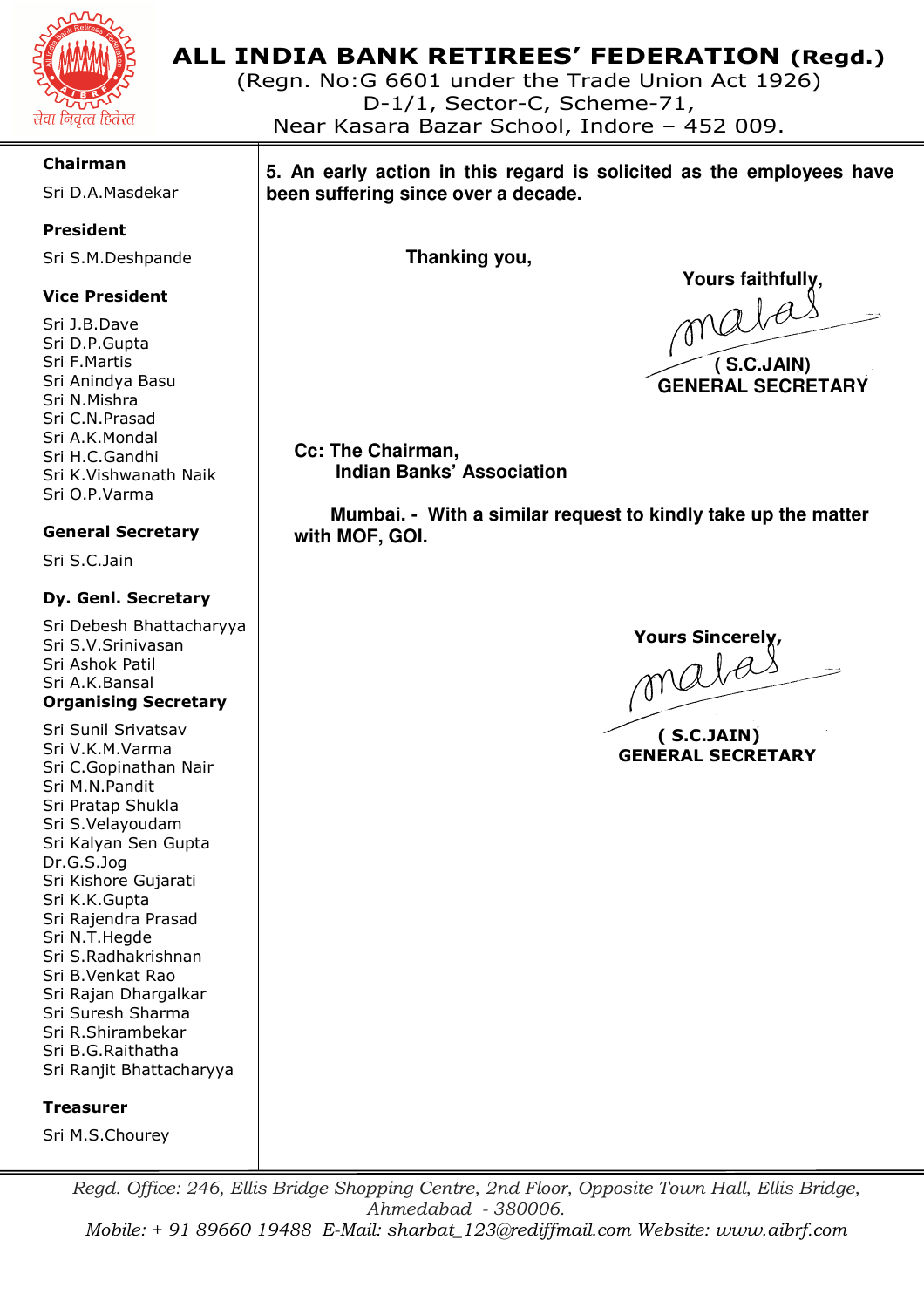# ALL INDIA BANK RETIREES' FEDERATION (Regd.)

(Regn. No:G 6601 under the Trade Union Act 1926)
D-1/1, Sector-C, Scheme-71,
Near Kasara Bazar School, Indore – 452 009.

**Chairman**

Sri D.A.Masdekar

**President**

Sri S.M.Deshpande

**Vice President**

Sri J.B.Dave
Sri D.P.Gupta
Sri F.Martis
Sri Anindya Basu
Sri N.Mishra
Sri C.N.Prasad
Sri A.K.Mondal
Sri H.C.Gandhi
Sri K.Vishwanath Naik
Sri O.P.Varma

**General Secretary**

Sri S.C.Jain

**Dy. Genl. Secretary**

Sri Debesh Bhattacharyya
Sri S.V.Srinivasan
Sri Ashok Patil
Sri A.K.Bansal

**Organising Secretary**

Sri Sunil Srivatsav
Sri V.K.M.Varma
Sri C.Gopinathan Nair
Sri M.N.Pandit
Sri Pratap Shukla
Sri S.Velayoudam
Sri Kalyan Sen Gupta
Dr.G.S.Jog
Sri Kishore Gujarati
Sri K.K.Gupta
Sri Rajendra Prasad
Sri N.T.Hegde
Sri S.Radhakrishnan
Sri B.Venkat Rao
Sri Rajan Dhargalkar
Sri Suresh Sharma
Sri R.Shirambekar
Sri B.G.Raithatha
Sri Ranjit Bhattacharyya

**Treasurer**

Sri M.S.Chourey

**5. An early action in this regard is solicited as the employees have been suffering since over a decade.**

**Thanking you,**

**Yours faithfully,**

**( S.C.JAIN)**
**GENERAL SECRETARY**

**Cc: The Chairman,**
**Indian Banks' Association**

**Mumbai. - With a similar request to kindly take up the matter with MOF, GOI.**

**Yours Sincerely,**

**( S.C.JAIN)**
**GENERAL SECRETARY**

*Regd. Office: 246, Ellis Bridge Shopping Centre, 2nd Floor, Opposite Town Hall, Ellis Bridge, Ahmedabad - 380006.*
*Mobile: + 91 89660 19488 E-Mail: sharbat_123@rediffmail.com Website: www.aibrf.com*